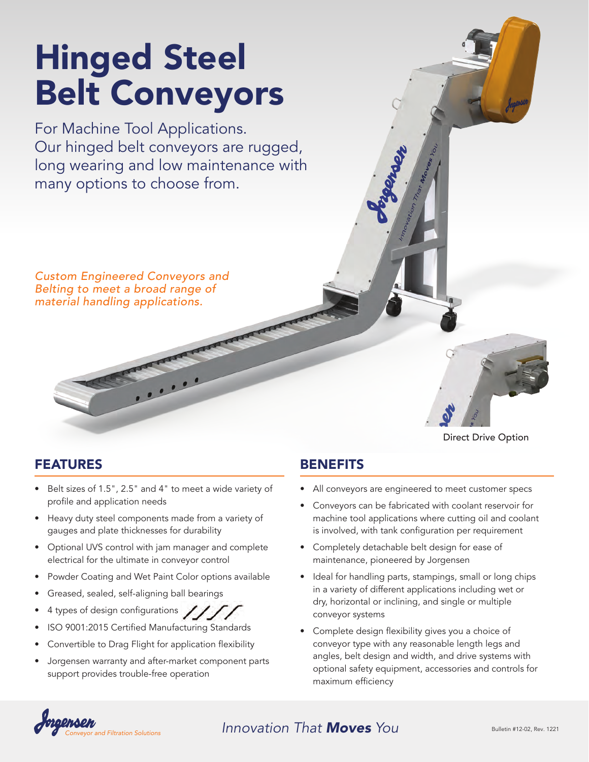# Hinged Steel Belt Conveyors

For Machine Tool Applications. Our hinged belt conveyors are rugged, long wearing and low maintenance with many options to choose from.

*Custom Engineered Conveyors and Belting to meet a broad range of material handling applications.*

Direct Drive Option

## FEATURES

- Belt sizes of 1.5", 2.5" and 4" to meet a wide variety of profile and application needs
- Heavy duty steel components made from a variety of gauges and plate thicknesses for durability
- Optional UVS control with jam manager and complete electrical for the ultimate in conveyor control
- Powder Coating and Wet Paint Color options available
- Greased, sealed, self-aligning ball bearings
- 4 types of design configurations
- ISO 9001:2015 Certified Manufacturing Standards
- Convertible to Drag Flight for application flexibility
- Jorgensen warranty and after-market component parts support provides trouble-free operation

## BENEFITS

- All conveyors are engineered to meet customer specs
- Conveyors can be fabricated with coolant reservoir for machine tool applications where cutting oil and coolant is involved, with tank configuration per requirement
- Completely detachable belt design for ease of maintenance, pioneered by Jorgensen
- Ideal for handling parts, stampings, small or long chips in a variety of different applications including wet or dry, horizontal or inclining, and single or multiple conveyor systems
- Complete design flexibility gives you a choice of conveyor type with any reasonable length legs and angles, belt design and width, and drive systems with optional safety equipment, accessories and controls for maximum efficiency

Jorgensen *Conveyor and Filtration Solutions*

*Innovation That **Moves** You*

Bulletin #12-02, Rev. 1221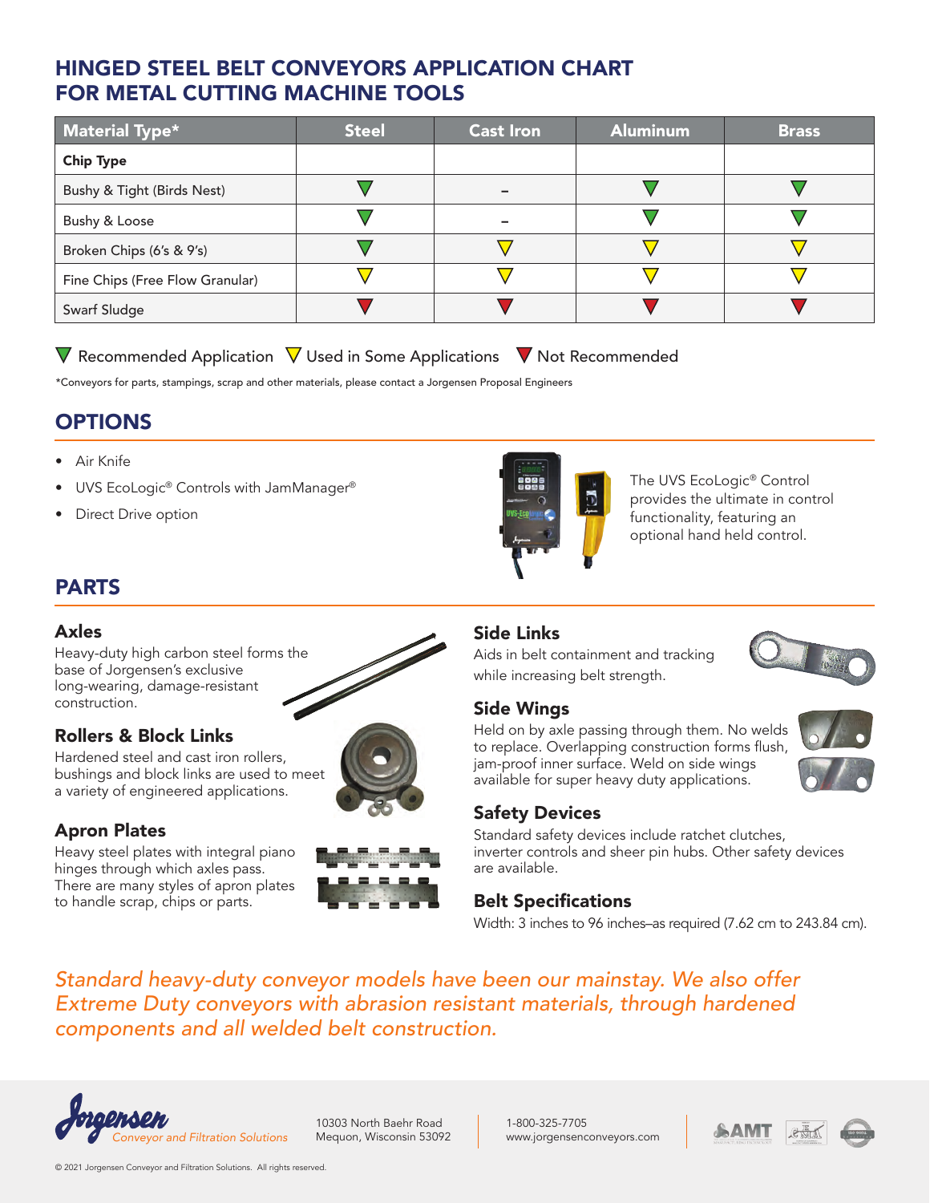# HINGED STEEL BELT CONVEYORS APPLICATION CHART FOR METAL CUTTING MACHINE TOOLS

| Material Type* | Steel | Cast Iron | Aluminum | Brass |
|---|---|---|---|---|
| **Chip Type** | | | | |
| Bushy & Tight (Birds Nest) | ▼ (green) | – | ▼ (green) | ▼ (green) |
| Bushy & Loose | ▼ (green) | – | ▼ (green) | ▼ (green) |
| Broken Chips (6's & 9's) | ▼ (green) | ▽ (yellow) | ▽ (yellow) | ▽ (yellow) |
| Fine Chips (Free Flow Granular) | ▽ (yellow) | ▽ (yellow) | ▽ (yellow) | ▽ (yellow) |
| Swarf Sludge | ▼ (red) | ▼ (red) | ▼ (red) | ▼ (red) |

▼ (green) Recommended Application ▽ (yellow) Used in Some Applications ▼ (red) Not Recommended

*Conveyors for parts, stampings, scrap and other materials, please contact a Jorgensen Proposal Engineers

## OPTIONS

- Air Knife
- UVS EcoLogic® Controls with JamManager®
- Direct Drive option

The UVS EcoLogic® Control provides the ultimate in control functionality, featuring an optional hand held control.

## PARTS

### Axles

Heavy-duty high carbon steel forms the base of Jorgensen's exclusive long-wearing, damage-resistant construction.

### Rollers & Block Links

Hardened steel and cast iron rollers, bushings and block links are used to meet a variety of engineered applications.

### Apron Plates

Heavy steel plates with integral piano hinges through which axles pass. There are many styles of apron plates to handle scrap, chips or parts.

### Side Links

Aids in belt containment and tracking while increasing belt strength.

### Side Wings

Held on by axle passing through them. No welds to replace. Overlapping construction forms flush, jam-proof inner surface. Weld on side wings available for super heavy duty applications.

### Safety Devices

Standard safety devices include ratchet clutches, inverter controls and sheer pin hubs. Other safety devices are available.

### Belt Specifications

Width: 3 inches to 96 inches–as required (7.62 cm to 243.84 cm).

*Standard heavy-duty conveyor models have been our mainstay. We also offer Extreme Duty conveyors with abrasion resistant materials, through hardened components and all welded belt construction.*

Jorgensen Conveyor and Filtration Solutions

10303 North Baehr Road
Mequon, Wisconsin 53092

1-800-325-7705
www.jorgensenconveyors.com

© 2021 Jorgensen Conveyor and Filtration Solutions. All rights reserved.